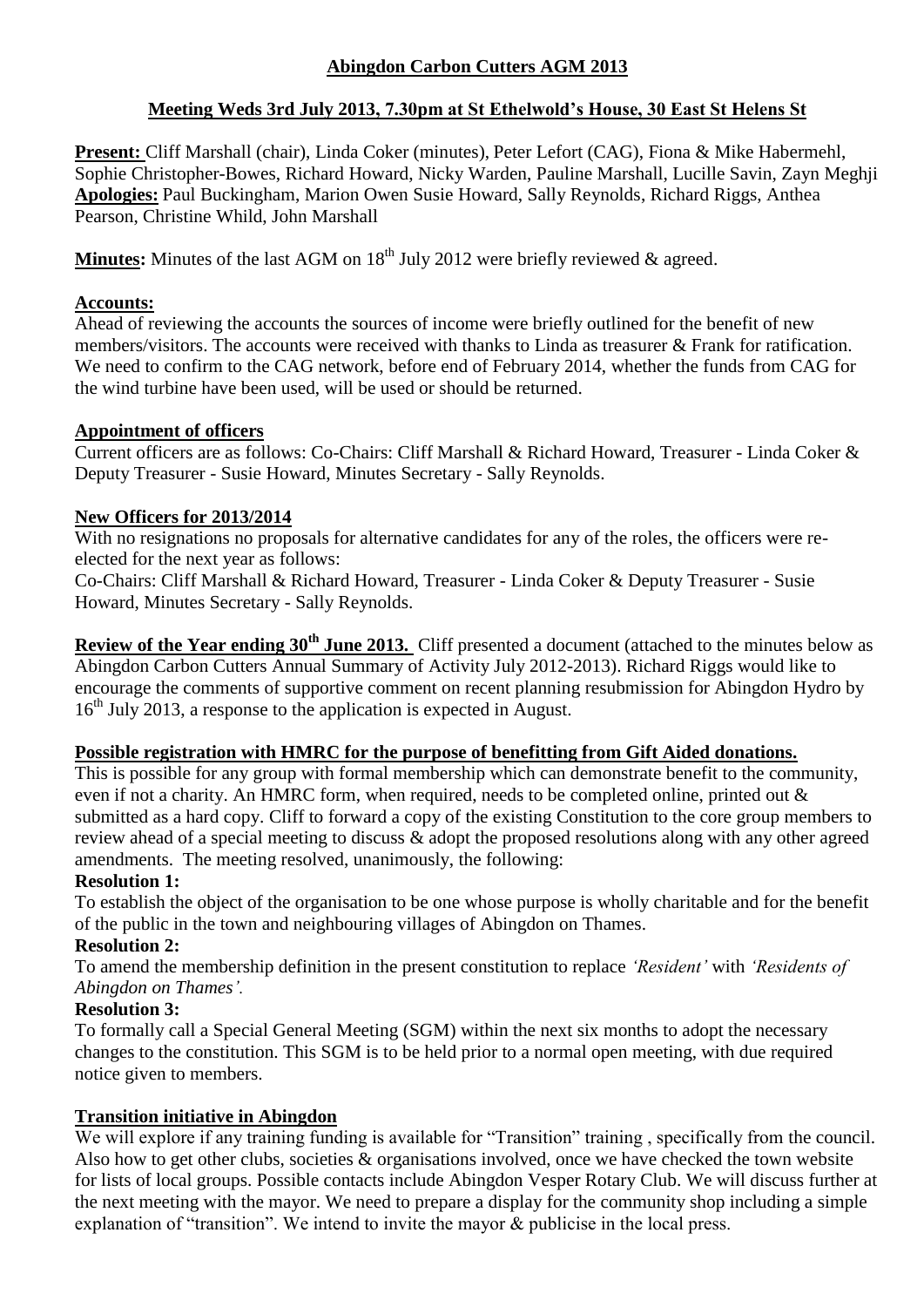# Abingdon Carbon Cutters AGM 2013

## Meeting Weds 3rd July 2013, 7.30pm at St Ethelwold's House, 30 East St Helens St

**Present:** Cliff Marshall (chair), Linda Coker (minutes), Peter Lefort (CAG), Fiona & Mike Habermehl, Sophie Christopher-Bowes, Richard Howard, Nicky Warden, Pauline Marshall, Lucille Savin, Zayn Meghji
**Apologies:** Paul Buckingham, Marion Owen Susie Howard, Sally Reynolds, Richard Riggs, Anthea Pearson, Christine Whild, John Marshall

**Minutes:** Minutes of the last AGM on 18th July 2012 were briefly reviewed & agreed.

### Accounts:

Ahead of reviewing the accounts the sources of income were briefly outlined for the benefit of new members/visitors. The accounts were received with thanks to Linda as treasurer & Frank for ratification. We need to confirm to the CAG network, before end of February 2014, whether the funds from CAG for the wind turbine have been used, will be used or should be returned.

### Appointment of officers

Current officers are as follows: Co-Chairs: Cliff Marshall & Richard Howard, Treasurer - Linda Coker & Deputy Treasurer - Susie Howard, Minutes Secretary - Sally Reynolds.

### New Officers for 2013/2014

With no resignations no proposals for alternative candidates for any of the roles, the officers were re-elected for the next year as follows:
Co-Chairs: Cliff Marshall & Richard Howard, Treasurer - Linda Coker & Deputy Treasurer - Susie Howard, Minutes Secretary - Sally Reynolds.

**Review of the Year ending 30th June 2013.** Cliff presented a document (attached to the minutes below as Abingdon Carbon Cutters Annual Summary of Activity July 2012-2013). Richard Riggs would like to encourage the comments of supportive comment on recent planning resubmission for Abingdon Hydro by 16th July 2013, a response to the application is expected in August.

### Possible registration with HMRC for the purpose of benefitting from Gift Aided donations.

This is possible for any group with formal membership which can demonstrate benefit to the community, even if not a charity. An HMRC form, when required, needs to be completed online, printed out & submitted as a hard copy. Cliff to forward a copy of the existing Constitution to the core group members to review ahead of a special meeting to discuss & adopt the proposed resolutions along with any other agreed amendments. The meeting resolved, unanimously, the following:

**Resolution 1:**

To establish the object of the organisation to be one whose purpose is wholly charitable and for the benefit of the public in the town and neighbouring villages of Abingdon on Thames.

**Resolution 2:**

To amend the membership definition in the present constitution to replace *'Resident'* with *'Residents of Abingdon on Thames'.*

**Resolution 3:**

To formally call a Special General Meeting (SGM) within the next six months to adopt the necessary changes to the constitution. This SGM is to be held prior to a normal open meeting, with due required notice given to members.

### Transition initiative in Abingdon

We will explore if any training funding is available for "Transition" training , specifically from the council. Also how to get other clubs, societies & organisations involved, once we have checked the town website for lists of local groups. Possible contacts include Abingdon Vesper Rotary Club. We will discuss further at the next meeting with the mayor. We need to prepare a display for the community shop including a simple explanation of "transition". We intend to invite the mayor & publicise in the local press.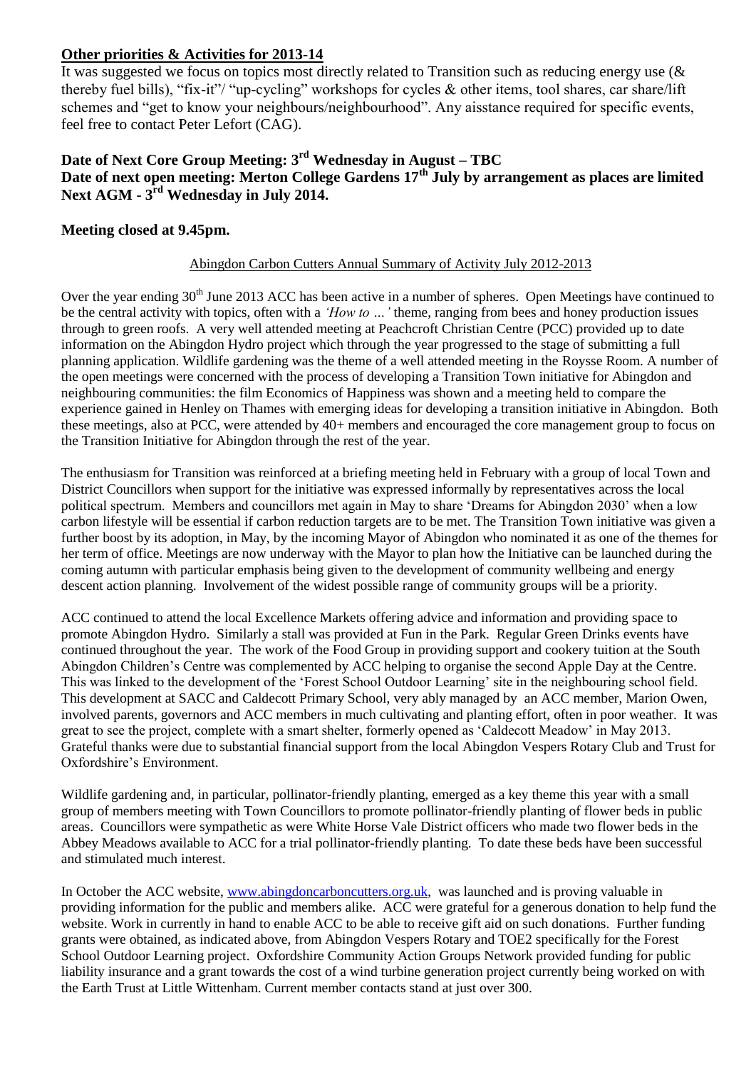## **Other priorities & Activities for 2013-14**

It was suggested we focus on topics most directly related to Transition such as reducing energy use (& thereby fuel bills), "fix-it"/ "up-cycling" workshops for cycles & other items, tool shares, car share/lift schemes and "get to know your neighbours/neighbourhood". Any aisstance required for specific events, feel free to contact Peter Lefort (CAG).

**Date of Next Core Group Meeting: 3rd Wednesday in August – TBC**
**Date of next open meeting: Merton College Gardens 17th July by arrangement as places are limited**
**Next AGM - 3rd Wednesday in July 2014.**

**Meeting closed at 9.45pm.**

Abingdon Carbon Cutters Annual Summary of Activity July 2012-2013

Over the year ending 30th June 2013 ACC has been active in a number of spheres. Open Meetings have continued to be the central activity with topics, often with a *'How to …'* theme, ranging from bees and honey production issues through to green roofs. A very well attended meeting at Peachcroft Christian Centre (PCC) provided up to date information on the Abingdon Hydro project which through the year progressed to the stage of submitting a full planning application. Wildlife gardening was the theme of a well attended meeting in the Roysse Room. A number of the open meetings were concerned with the process of developing a Transition Town initiative for Abingdon and neighbouring communities: the film Economics of Happiness was shown and a meeting held to compare the experience gained in Henley on Thames with emerging ideas for developing a transition initiative in Abingdon. Both these meetings, also at PCC, were attended by 40+ members and encouraged the core management group to focus on the Transition Initiative for Abingdon through the rest of the year.

The enthusiasm for Transition was reinforced at a briefing meeting held in February with a group of local Town and District Councillors when support for the initiative was expressed informally by representatives across the local political spectrum. Members and councillors met again in May to share 'Dreams for Abingdon 2030' when a low carbon lifestyle will be essential if carbon reduction targets are to be met. The Transition Town initiative was given a further boost by its adoption, in May, by the incoming Mayor of Abingdon who nominated it as one of the themes for her term of office. Meetings are now underway with the Mayor to plan how the Initiative can be launched during the coming autumn with particular emphasis being given to the development of community wellbeing and energy descent action planning. Involvement of the widest possible range of community groups will be a priority.

ACC continued to attend the local Excellence Markets offering advice and information and providing space to promote Abingdon Hydro. Similarly a stall was provided at Fun in the Park. Regular Green Drinks events have continued throughout the year. The work of the Food Group in providing support and cookery tuition at the South Abingdon Children's Centre was complemented by ACC helping to organise the second Apple Day at the Centre. This was linked to the development of the 'Forest School Outdoor Learning' site in the neighbouring school field. This development at SACC and Caldecott Primary School, very ably managed by an ACC member, Marion Owen, involved parents, governors and ACC members in much cultivating and planting effort, often in poor weather. It was great to see the project, complete with a smart shelter, formerly opened as 'Caldecott Meadow' in May 2013. Grateful thanks were due to substantial financial support from the local Abingdon Vespers Rotary Club and Trust for Oxfordshire's Environment.

Wildlife gardening and, in particular, pollinator-friendly planting, emerged as a key theme this year with a small group of members meeting with Town Councillors to promote pollinator-friendly planting of flower beds in public areas. Councillors were sympathetic as were White Horse Vale District officers who made two flower beds in the Abbey Meadows available to ACC for a trial pollinator-friendly planting. To date these beds have been successful and stimulated much interest.

In October the ACC website, www.abingdoncarboncutters.org.uk, was launched and is proving valuable in providing information for the public and members alike. ACC were grateful for a generous donation to help fund the website. Work in currently in hand to enable ACC to be able to receive gift aid on such donations. Further funding grants were obtained, as indicated above, from Abingdon Vespers Rotary and TOE2 specifically for the Forest School Outdoor Learning project. Oxfordshire Community Action Groups Network provided funding for public liability insurance and a grant towards the cost of a wind turbine generation project currently being worked on with the Earth Trust at Little Wittenham. Current member contacts stand at just over 300.